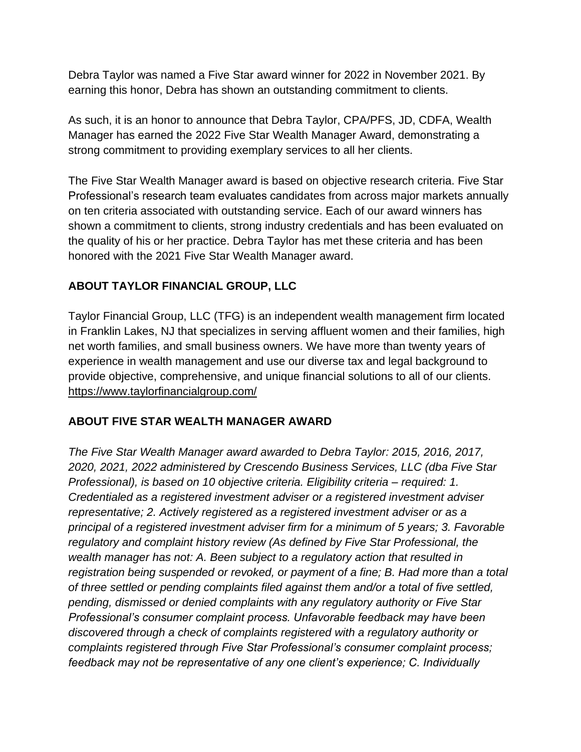Debra Taylor was named a Five Star award winner for 2022 in November 2021. By earning this honor, Debra has shown an outstanding commitment to clients.

As such, it is an honor to announce that Debra Taylor, CPA/PFS, JD, CDFA, Wealth Manager has earned the 2022 Five Star Wealth Manager Award, demonstrating a strong commitment to providing exemplary services to all her clients.

The Five Star Wealth Manager award is based on objective research criteria. Five Star Professional's research team evaluates candidates from across major markets annually on ten criteria associated with outstanding service. Each of our award winners has shown a commitment to clients, strong industry credentials and has been evaluated on the quality of his or her practice. Debra Taylor has met these criteria and has been honored with the 2021 Five Star Wealth Manager award.

## ABOUT TAYLOR FINANCIAL GROUP, LLC

Taylor Financial Group, LLC (TFG) is an independent wealth management firm located in Franklin Lakes, NJ that specializes in serving affluent women and their families, high net worth families, and small business owners. We have more than twenty years of experience in wealth management and use our diverse tax and legal background to provide objective, comprehensive, and unique financial solutions to all of our clients. https://www.taylorfinancialgroup.com/

## ABOUT FIVE STAR WEALTH MANAGER AWARD

*The Five Star Wealth Manager award awarded to Debra Taylor: 2015, 2016, 2017, 2020, 2021, 2022 administered by Crescendo Business Services, LLC (dba Five Star Professional), is based on 10 objective criteria. Eligibility criteria – required: 1. Credentialed as a registered investment adviser or a registered investment adviser representative; 2. Actively registered as a registered investment adviser or as a principal of a registered investment adviser firm for a minimum of 5 years; 3. Favorable regulatory and complaint history review (As defined by Five Star Professional, the wealth manager has not: A. Been subject to a regulatory action that resulted in registration being suspended or revoked, or payment of a fine; B. Had more than a total of three settled or pending complaints filed against them and/or a total of five settled, pending, dismissed or denied complaints with any regulatory authority or Five Star Professional's consumer complaint process. Unfavorable feedback may have been discovered through a check of complaints registered with a regulatory authority or complaints registered through Five Star Professional's consumer complaint process; feedback may not be representative of any one client's experience; C. Individually*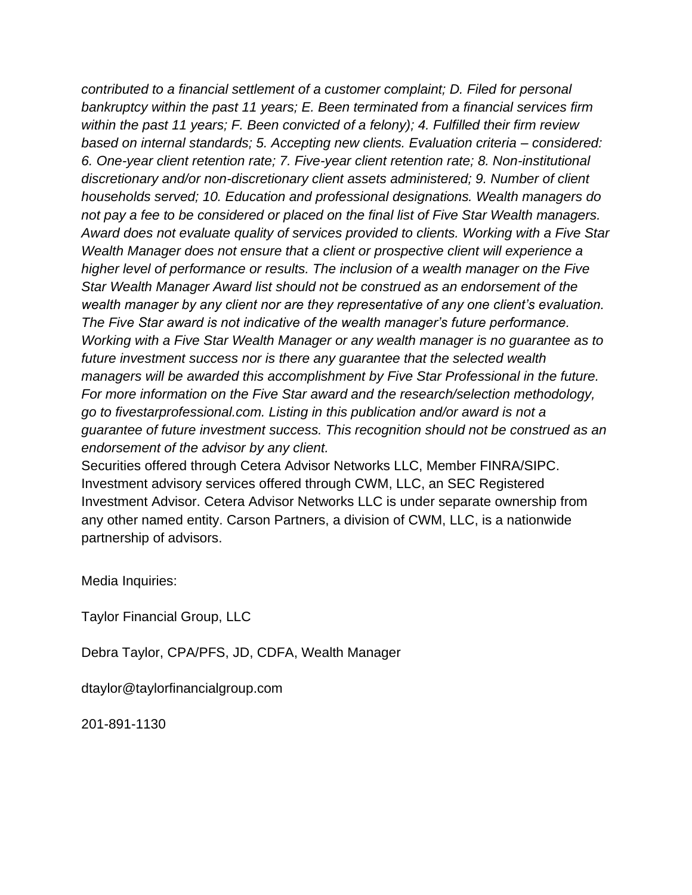*contributed to a financial settlement of a customer complaint; D. Filed for personal bankruptcy within the past 11 years; E. Been terminated from a financial services firm within the past 11 years; F. Been convicted of a felony); 4. Fulfilled their firm review based on internal standards; 5. Accepting new clients. Evaluation criteria – considered: 6. One-year client retention rate; 7. Five-year client retention rate; 8. Non-institutional discretionary and/or non-discretionary client assets administered; 9. Number of client households served; 10. Education and professional designations. Wealth managers do not pay a fee to be considered or placed on the final list of Five Star Wealth managers. Award does not evaluate quality of services provided to clients. Working with a Five Star Wealth Manager does not ensure that a client or prospective client will experience a higher level of performance or results. The inclusion of a wealth manager on the Five Star Wealth Manager Award list should not be construed as an endorsement of the wealth manager by any client nor are they representative of any one client's evaluation. The Five Star award is not indicative of the wealth manager's future performance. Working with a Five Star Wealth Manager or any wealth manager is no guarantee as to future investment success nor is there any guarantee that the selected wealth managers will be awarded this accomplishment by Five Star Professional in the future. For more information on the Five Star award and the research/selection methodology, go to fivestarprofessional.com. Listing in this publication and/or award is not a guarantee of future investment success. This recognition should not be construed as an endorsement of the advisor by any client.*

Securities offered through Cetera Advisor Networks LLC, Member FINRA/SIPC. Investment advisory services offered through CWM, LLC, an SEC Registered Investment Advisor. Cetera Advisor Networks LLC is under separate ownership from any other named entity. Carson Partners, a division of CWM, LLC, is a nationwide partnership of advisors.

Media Inquiries:

Taylor Financial Group, LLC

Debra Taylor, CPA/PFS, JD, CDFA, Wealth Manager

dtaylor@taylorfinancialgroup.com

201-891-1130